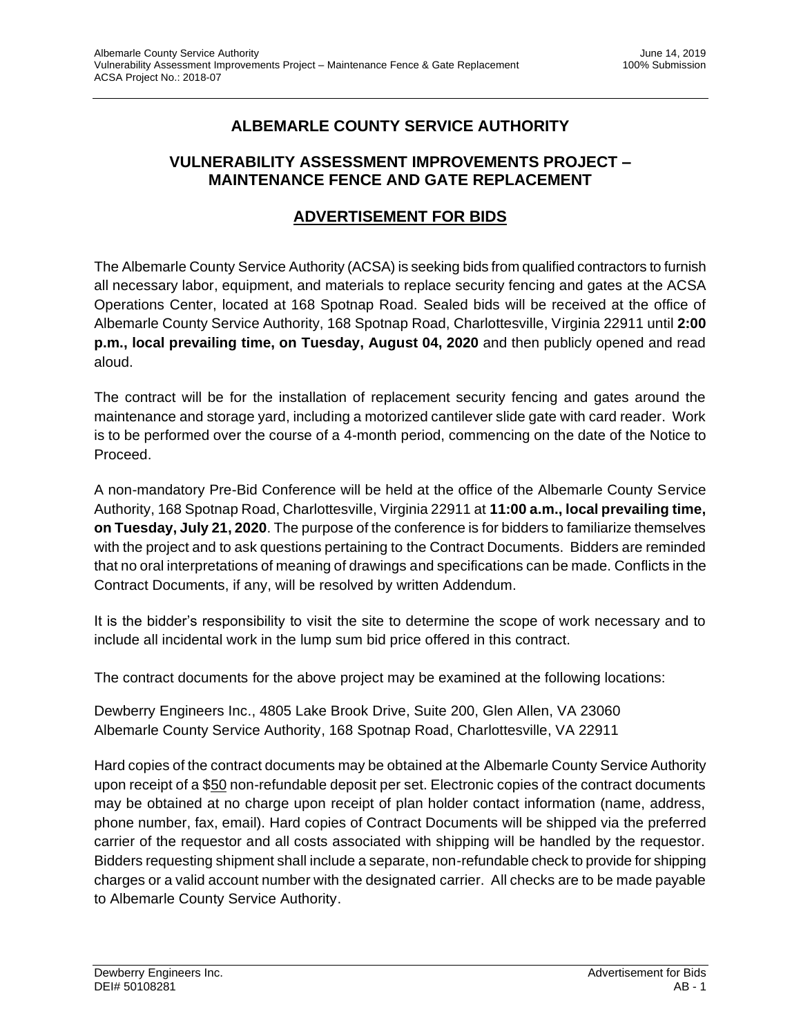# ALBEMARLE COUNTY SERVICE AUTHORITY

## VULNERABILITY ASSESSMENT IMPROVEMENTS PROJECT – MAINTENANCE FENCE AND GATE REPLACEMENT

## ADVERTISEMENT FOR BIDS

The Albemarle County Service Authority (ACSA) is seeking bids from qualified contractors to furnish all necessary labor, equipment, and materials to replace security fencing and gates at the ACSA Operations Center, located at 168 Spotnap Road. Sealed bids will be received at the office of Albemarle County Service Authority, 168 Spotnap Road, Charlottesville, Virginia 22911 until **2:00 p.m., local prevailing time, on Tuesday, August 04, 2020** and then publicly opened and read aloud.

The contract will be for the installation of replacement security fencing and gates around the maintenance and storage yard, including a motorized cantilever slide gate with card reader. Work is to be performed over the course of a 4-month period, commencing on the date of the Notice to Proceed.

A non-mandatory Pre-Bid Conference will be held at the office of the Albemarle County Service Authority, 168 Spotnap Road, Charlottesville, Virginia 22911 at **11:00 a.m., local prevailing time, on Tuesday, July 21, 2020**. The purpose of the conference is for bidders to familiarize themselves with the project and to ask questions pertaining to the Contract Documents. Bidders are reminded that no oral interpretations of meaning of drawings and specifications can be made. Conflicts in the Contract Documents, if any, will be resolved by written Addendum.

It is the bidder's responsibility to visit the site to determine the scope of work necessary and to include all incidental work in the lump sum bid price offered in this contract.

The contract documents for the above project may be examined at the following locations:

Dewberry Engineers Inc., 4805 Lake Brook Drive, Suite 200, Glen Allen, VA 23060
Albemarle County Service Authority, 168 Spotnap Road, Charlottesville, VA 22911

Hard copies of the contract documents may be obtained at the Albemarle County Service Authority upon receipt of a $50 non-refundable deposit per set. Electronic copies of the contract documents may be obtained at no charge upon receipt of plan holder contact information (name, address, phone number, fax, email). Hard copies of Contract Documents will be shipped via the preferred carrier of the requestor and all costs associated with shipping will be handled by the requestor. Bidders requesting shipment shall include a separate, non-refundable check to provide for shipping charges or a valid account number with the designated carrier. All checks are to be made payable to Albemarle County Service Authority.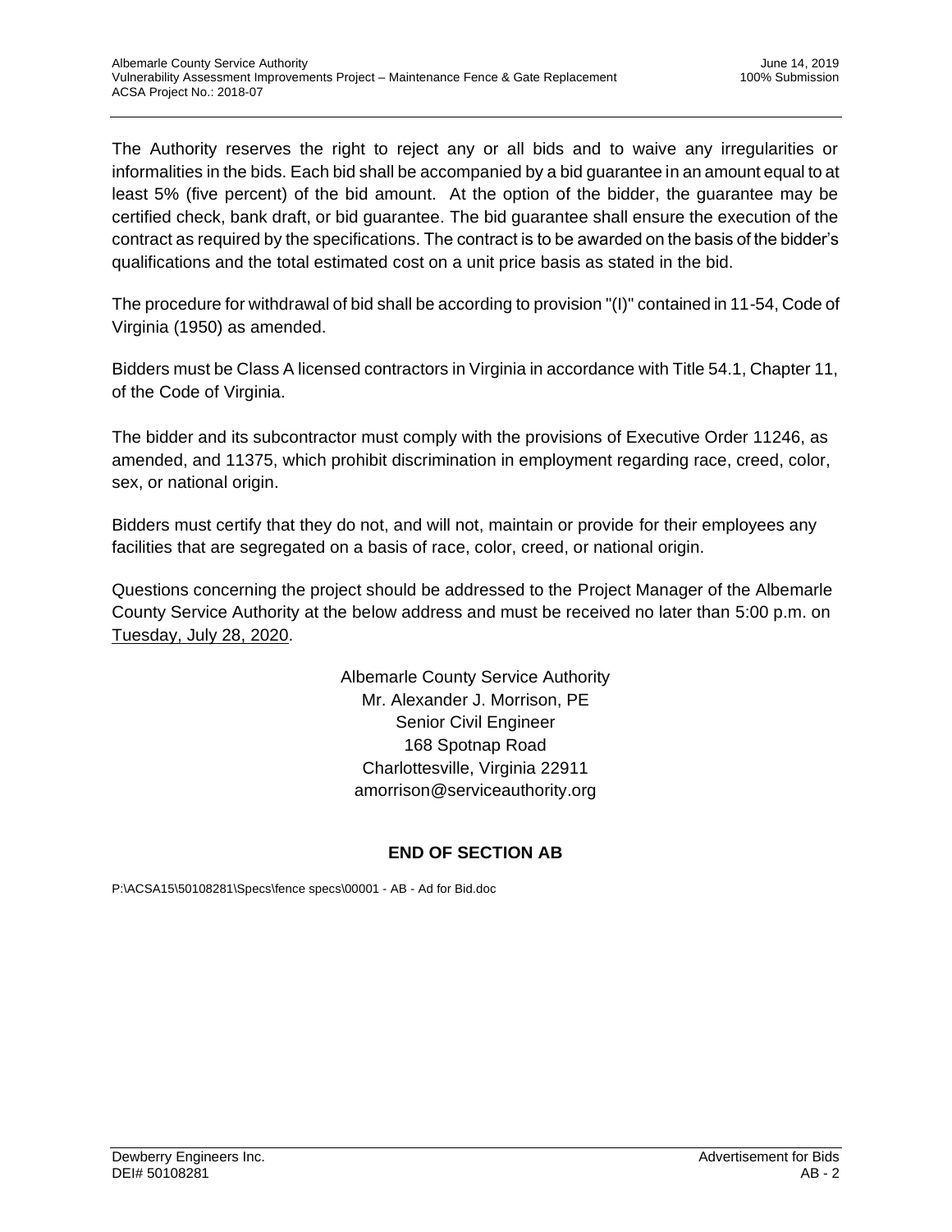The Authority reserves the right to reject any or all bids and to waive any irregularities or informalities in the bids. Each bid shall be accompanied by a bid guarantee in an amount equal to at least 5% (five percent) of the bid amount. At the option of the bidder, the guarantee may be certified check, bank draft, or bid guarantee. The bid guarantee shall ensure the execution of the contract as required by the specifications. The contract is to be awarded on the basis of the bidder's qualifications and the total estimated cost on a unit price basis as stated in the bid.

The procedure for withdrawal of bid shall be according to provision "(l)" contained in 11-54, Code of Virginia (1950) as amended.

Bidders must be Class A licensed contractors in Virginia in accordance with Title 54.1, Chapter 11, of the Code of Virginia.

The bidder and its subcontractor must comply with the provisions of Executive Order 11246, as amended, and 11375, which prohibit discrimination in employment regarding race, creed, color, sex, or national origin.

Bidders must certify that they do not, and will not, maintain or provide for their employees any facilities that are segregated on a basis of race, color, creed, or national origin.

Questions concerning the project should be addressed to the Project Manager of the Albemarle County Service Authority at the below address and must be received no later than 5:00 p.m. on Tuesday, July 28, 2020.

Albemarle County Service Authority
Mr. Alexander J. Morrison, PE
Senior Civil Engineer
168 Spotnap Road
Charlottesville, Virginia 22911
amorrison@serviceauthority.org

**END OF SECTION AB**

P:\ACSA15\50108281\Specs\fence specs\00001 - AB - Ad for Bid.doc